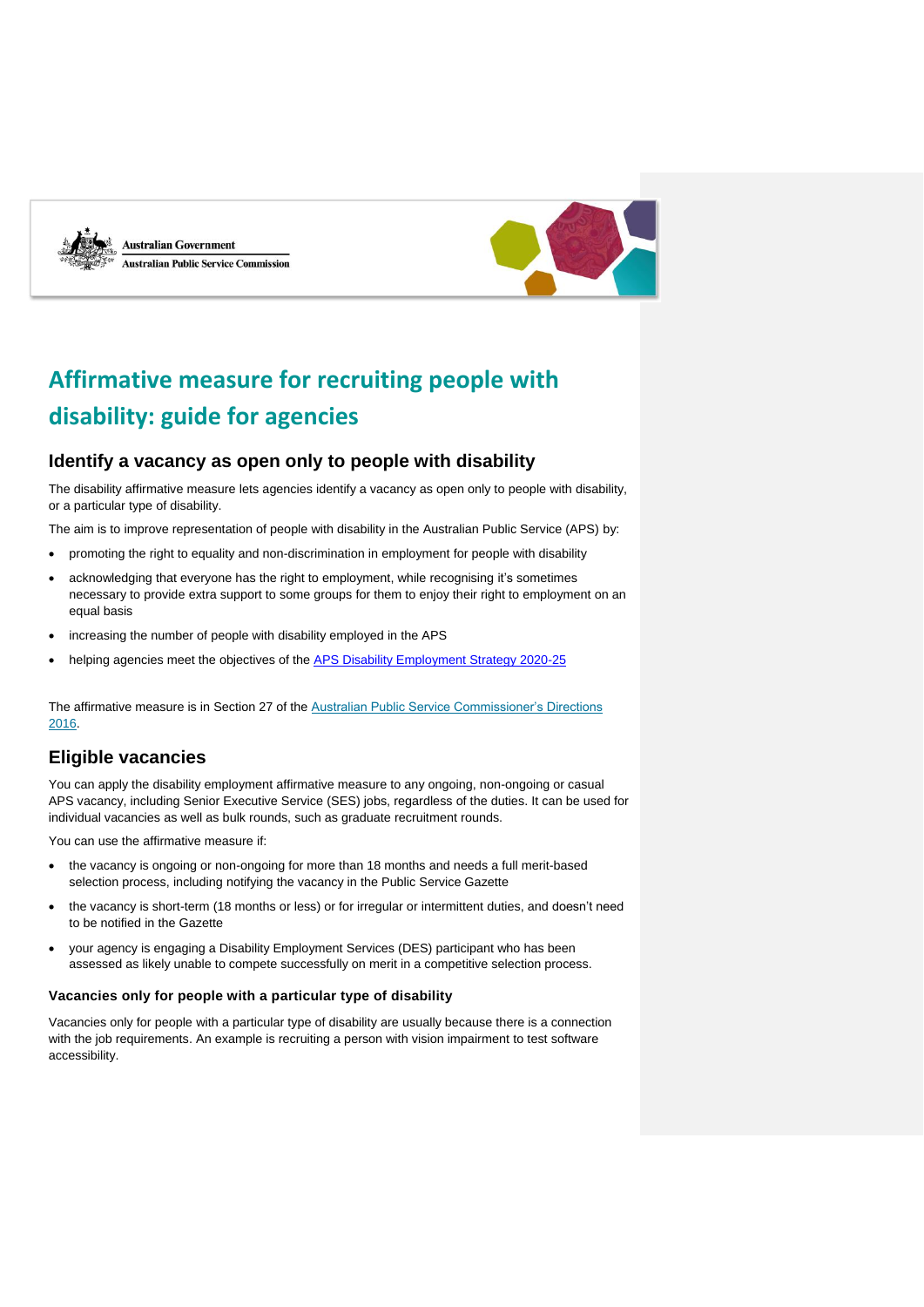Australian Government

Australian Public Service Commission

# Affirmative measure for recruiting people with disability: guide for agencies

## Identify a vacancy as open only to people with disability

The disability affirmative measure lets agencies identify a vacancy as open only to people with disability, or a particular type of disability.

The aim is to improve representation of people with disability in the Australian Public Service (APS) by:

- promoting the right to equality and non-discrimination in employment for people with disability
- acknowledging that everyone has the right to employment, while recognising it's sometimes necessary to provide extra support to some groups for them to enjoy their right to employment on an equal basis
- increasing the number of people with disability employed in the APS
- helping agencies meet the objectives of the APS Disability Employment Strategy 2020-25

The affirmative measure is in Section 27 of the Australian Public Service Commissioner's Directions 2016.

## Eligible vacancies

You can apply the disability employment affirmative measure to any ongoing, non-ongoing or casual APS vacancy, including Senior Executive Service (SES) jobs, regardless of the duties. It can be used for individual vacancies as well as bulk rounds, such as graduate recruitment rounds.

You can use the affirmative measure if:

- the vacancy is ongoing or non-ongoing for more than 18 months and needs a full merit-based selection process, including notifying the vacancy in the Public Service Gazette
- the vacancy is short-term (18 months or less) or for irregular or intermittent duties, and doesn't need to be notified in the Gazette
- your agency is engaging a Disability Employment Services (DES) participant who has been assessed as likely unable to compete successfully on merit in a competitive selection process.

### Vacancies only for people with a particular type of disability

Vacancies only for people with a particular type of disability are usually because there is a connection with the job requirements. An example is recruiting a person with vision impairment to test software accessibility.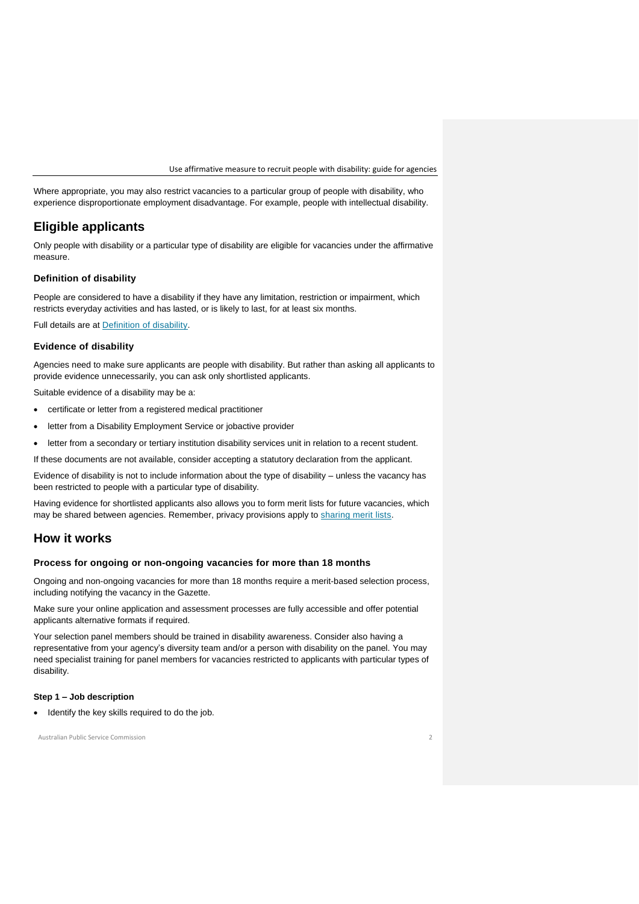Where appropriate, you may also restrict vacancies to a particular group of people with disability, who experience disproportionate employment disadvantage. For example, people with intellectual disability.

## Eligible applicants

Only people with disability or a particular type of disability are eligible for vacancies under the affirmative measure.

### Definition of disability

People are considered to have a disability if they have any limitation, restriction or impairment, which restricts everyday activities and has lasted, or is likely to last, for at least six months.

Full details are at [Definition of disability](#).

### Evidence of disability

Agencies need to make sure applicants are people with disability. But rather than asking all applicants to provide evidence unnecessarily, you can ask only shortlisted applicants.

Suitable evidence of a disability may be a:

- certificate or letter from a registered medical practitioner
- letter from a Disability Employment Service or jobactive provider
- letter from a secondary or tertiary institution disability services unit in relation to a recent student.

If these documents are not available, consider accepting a statutory declaration from the applicant.

Evidence of disability is not to include information about the type of disability – unless the vacancy has been restricted to people with a particular type of disability.

Having evidence for shortlisted applicants also allows you to form merit lists for future vacancies, which may be shared between agencies. Remember, privacy provisions apply to [sharing merit lists](#).

## How it works

### Process for ongoing or non-ongoing vacancies for more than 18 months

Ongoing and non-ongoing vacancies for more than 18 months require a merit-based selection process, including notifying the vacancy in the Gazette.

Make sure your online application and assessment processes are fully accessible and offer potential applicants alternative formats if required.

Your selection panel members should be trained in disability awareness. Consider also having a representative from your agency's diversity team and/or a person with disability on the panel. You may need specialist training for panel members for vacancies restricted to applicants with particular types of disability.

#### Step 1 – Job description

- Identify the key skills required to do the job.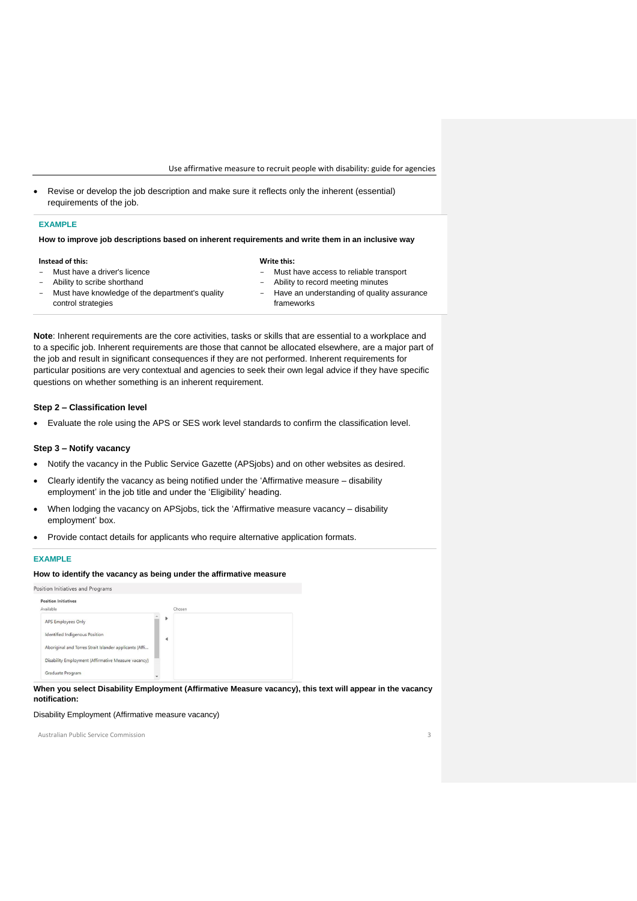- Revise or develop the job description and make sure it reflects only the inherent (essential) requirements of the job.

**EXAMPLE**

**How to improve job descriptions based on inherent requirements and write them in an inclusive way**

| Instead of this: | Write this: |
| --- | --- |
| Must have a driver's licence | Must have access to reliable transport |
| Ability to scribe shorthand | Ability to record meeting minutes |
| Must have knowledge of the department's quality control strategies | Have an understanding of quality assurance frameworks |

**Note**: Inherent requirements are the core activities, tasks or skills that are essential to a workplace and to a specific job. Inherent requirements are those that cannot be allocated elsewhere, are a major part of the job and result in significant consequences if they are not performed. Inherent requirements for particular positions are very contextual and agencies to seek their own legal advice if they have specific questions on whether something is an inherent requirement.

### Step 2 – Classification level

- Evaluate the role using the APS or SES work level standards to confirm the classification level.

### Step 3 – Notify vacancy

- Notify the vacancy in the Public Service Gazette (APSjobs) and on other websites as desired.
- Clearly identify the vacancy as being notified under the 'Affirmative measure – disability employment' in the job title and under the 'Eligibility' heading.
- When lodging the vacancy on APSjobs, tick the 'Affirmative measure vacancy – disability employment' box.
- Provide contact details for applicants who require alternative application formats.

**EXAMPLE**

**How to identify the vacancy as being under the affirmative measure**

Position Initiatives and Programs

**Position Initiatives**

Available

- APS Employees Only
- Identified Indigenous Position
- Aboriginal and Torres Strait Islander applicants (Affi...
- Disability Employment (Affirmative Measure vacancy)
- Graduate Program

Chosen

**When you select Disability Employment (Affirmative Measure vacancy), this text will appear in the vacancy notification:**

Disability Employment (Affirmative measure vacancy)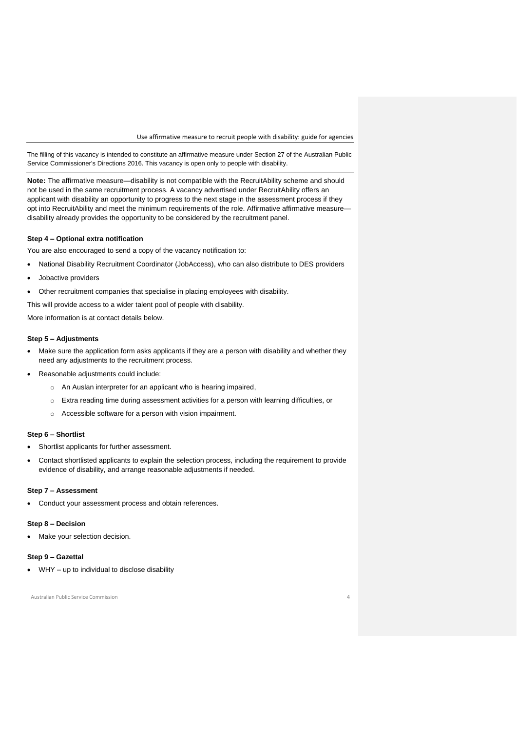The filling of this vacancy is intended to constitute an affirmative measure under Section 27 of the Australian Public Service Commissioner's Directions 2016. This vacancy is open only to people with disability.

**Note:** The affirmative measure—disability is not compatible with the RecruitAbility scheme and should not be used in the same recruitment process. A vacancy advertised under RecruitAbility offers an applicant with disability an opportunity to progress to the next stage in the assessment process if they opt into RecruitAbility and meet the minimum requirements of the role. Affirmative affirmative measure—disability already provides the opportunity to be considered by the recruitment panel.

#### Step 4 – Optional extra notification

You are also encouraged to send a copy of the vacancy notification to:

- National Disability Recruitment Coordinator (JobAccess), who can also distribute to DES providers
- Jobactive providers
- Other recruitment companies that specialise in placing employees with disability.

This will provide access to a wider talent pool of people with disability.

More information is at contact details below.

#### Step 5 – Adjustments

- Make sure the application form asks applicants if they are a person with disability and whether they need any adjustments to the recruitment process.
- Reasonable adjustments could include:
  - An Auslan interpreter for an applicant who is hearing impaired,
  - Extra reading time during assessment activities for a person with learning difficulties, or
  - Accessible software for a person with vision impairment.

#### Step 6 – Shortlist

- Shortlist applicants for further assessment.
- Contact shortlisted applicants to explain the selection process, including the requirement to provide evidence of disability, and arrange reasonable adjustments if needed.

#### Step 7 – Assessment

- Conduct your assessment process and obtain references.

#### Step 8 – Decision

- Make your selection decision.

#### Step 9 – Gazettal

- WHY – up to individual to disclose disability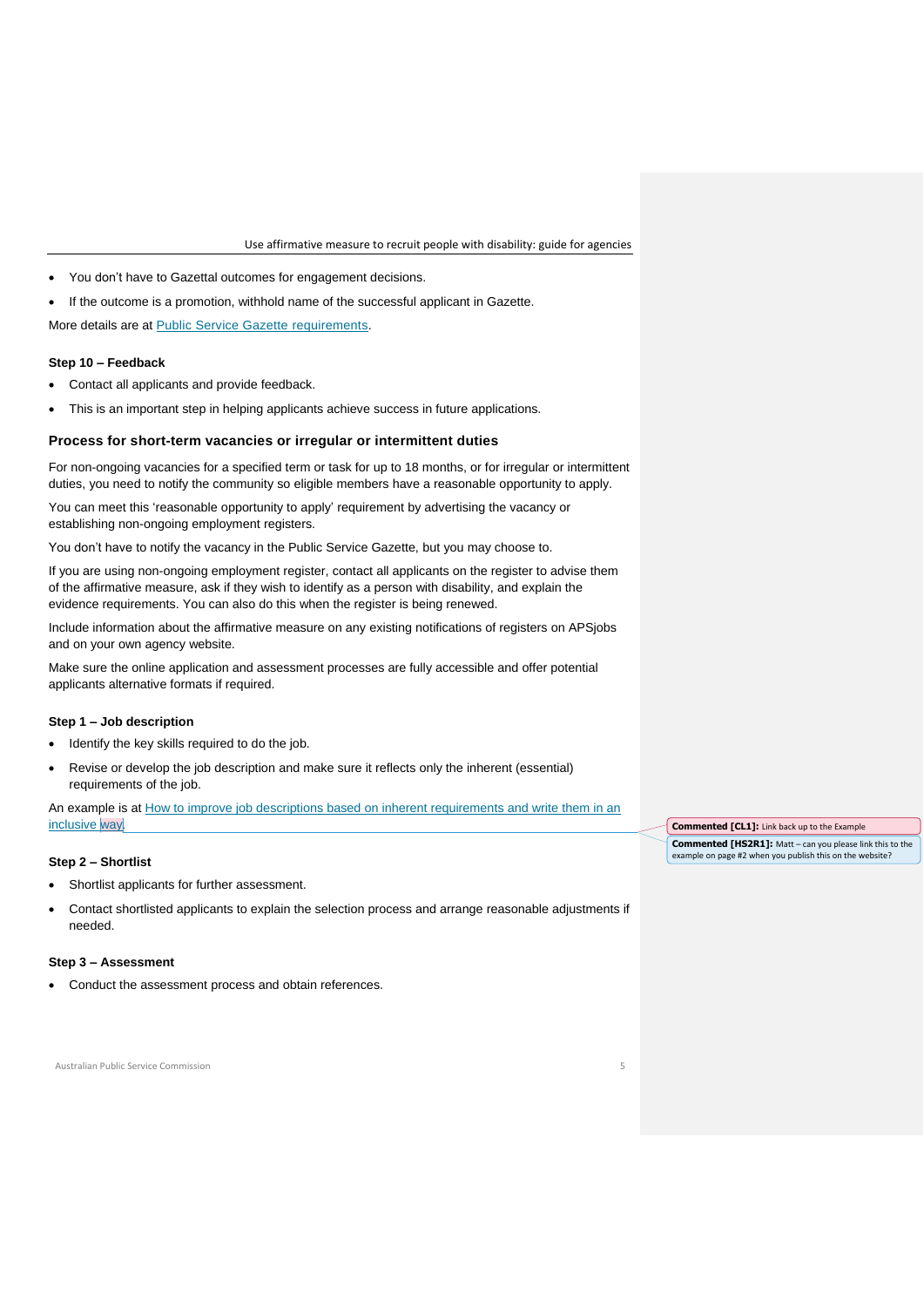- You don't have to Gazettal outcomes for engagement decisions.
- If the outcome is a promotion, withhold name of the successful applicant in Gazette.

More details are at [Public Service Gazette requirements].

#### Step 10 – Feedback

- Contact all applicants and provide feedback.
- This is an important step in helping applicants achieve success in future applications.

### Process for short-term vacancies or irregular or intermittent duties

For non-ongoing vacancies for a specified term or task for up to 18 months, or for irregular or intermittent duties, you need to notify the community so eligible members have a reasonable opportunity to apply.

You can meet this 'reasonable opportunity to apply' requirement by advertising the vacancy or establishing non-ongoing employment registers.

You don't have to notify the vacancy in the Public Service Gazette, but you may choose to.

If you are using non-ongoing employment register, contact all applicants on the register to advise them of the affirmative measure, ask if they wish to identify as a person with disability, and explain the evidence requirements. You can also do this when the register is being renewed.

Include information about the affirmative measure on any existing notifications of registers on APSjobs and on your own agency website.

Make sure the online application and assessment processes are fully accessible and offer potential applicants alternative formats if required.

#### Step 1 – Job description

- Identify the key skills required to do the job.
- Revise or develop the job description and make sure it reflects only the inherent (essential) requirements of the job.

An example is at [How to improve job descriptions based on inherent requirements and write them in an inclusive way].

**Commented [CL1]:** Link back up to the Example

**Commented [HS2R1]:** Matt – can you please link this to the example on page #2 when you publish this on the website?

#### Step 2 – Shortlist

- Shortlist applicants for further assessment.
- Contact shortlisted applicants to explain the selection process and arrange reasonable adjustments if needed.

#### Step 3 – Assessment

- Conduct the assessment process and obtain references.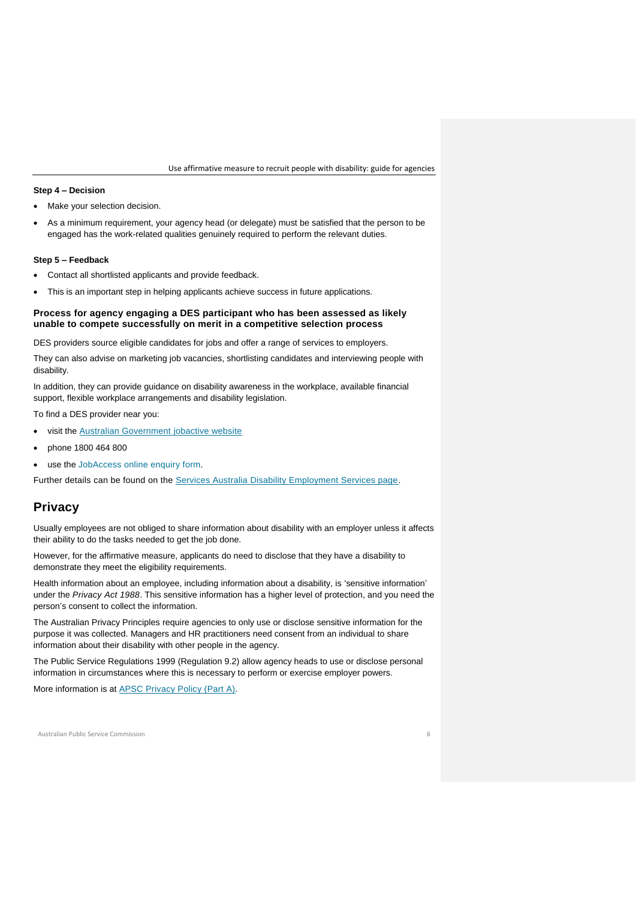**Step 4 – Decision**

- Make your selection decision.
- As a minimum requirement, your agency head (or delegate) must be satisfied that the person to be engaged has the work-related qualities genuinely required to perform the relevant duties.

**Step 5 – Feedback**

- Contact all shortlisted applicants and provide feedback.
- This is an important step in helping applicants achieve success in future applications.

### Process for agency engaging a DES participant who has been assessed as likely unable to compete successfully on merit in a competitive selection process

DES providers source eligible candidates for jobs and offer a range of services to employers.

They can also advise on marketing job vacancies, shortlisting candidates and interviewing people with disability.

In addition, they can provide guidance on disability awareness in the workplace, available financial support, flexible workplace arrangements and disability legislation.

To find a DES provider near you:

- visit the Australian Government jobactive website
- phone 1800 464 800
- use the JobAccess online enquiry form.

Further details can be found on the Services Australia Disability Employment Services page.

## Privacy

Usually employees are not obliged to share information about disability with an employer unless it affects their ability to do the tasks needed to get the job done.

However, for the affirmative measure, applicants do need to disclose that they have a disability to demonstrate they meet the eligibility requirements.

Health information about an employee, including information about a disability, is 'sensitive information' under the *Privacy Act 1988*. This sensitive information has a higher level of protection, and you need the person's consent to collect the information.

The Australian Privacy Principles require agencies to only use or disclose sensitive information for the purpose it was collected. Managers and HR practitioners need consent from an individual to share information about their disability with other people in the agency.

The Public Service Regulations 1999 (Regulation 9.2) allow agency heads to use or disclose personal information in circumstances where this is necessary to perform or exercise employer powers.

More information is at APSC Privacy Policy (Part A).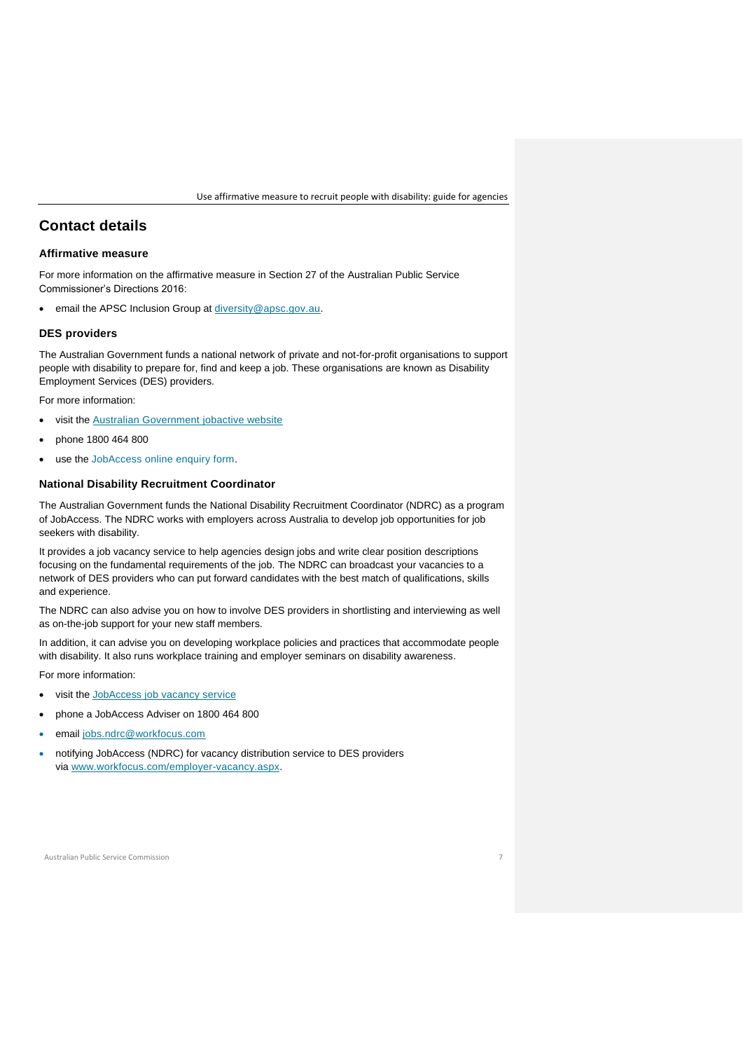## Contact details

### Affirmative measure

For more information on the affirmative measure in Section 27 of the Australian Public Service Commissioner's Directions 2016:

- email the APSC Inclusion Group at diversity@apsc.gov.au.

### DES providers

The Australian Government funds a national network of private and not-for-profit organisations to support people with disability to prepare for, find and keep a job. These organisations are known as Disability Employment Services (DES) providers.

For more information:

- visit the Australian Government jobactive website
- phone 1800 464 800
- use the JobAccess online enquiry form.

### National Disability Recruitment Coordinator

The Australian Government funds the National Disability Recruitment Coordinator (NDRC) as a program of JobAccess. The NDRC works with employers across Australia to develop job opportunities for job seekers with disability.

It provides a job vacancy service to help agencies design jobs and write clear position descriptions focusing on the fundamental requirements of the job. The NDRC can broadcast your vacancies to a network of DES providers who can put forward candidates with the best match of qualifications, skills and experience.

The NDRC can also advise you on how to involve DES providers in shortlisting and interviewing as well as on-the-job support for your new staff members.

In addition, it can advise you on developing workplace policies and practices that accommodate people with disability. It also runs workplace training and employer seminars on disability awareness.

For more information:

- visit the JobAccess job vacancy service
- phone a JobAccess Adviser on 1800 464 800
- email jobs.ndrc@workfocus.com
- notifying JobAccess (NDRC) for vacancy distribution service to DES providers via www.workfocus.com/employer-vacancy.aspx.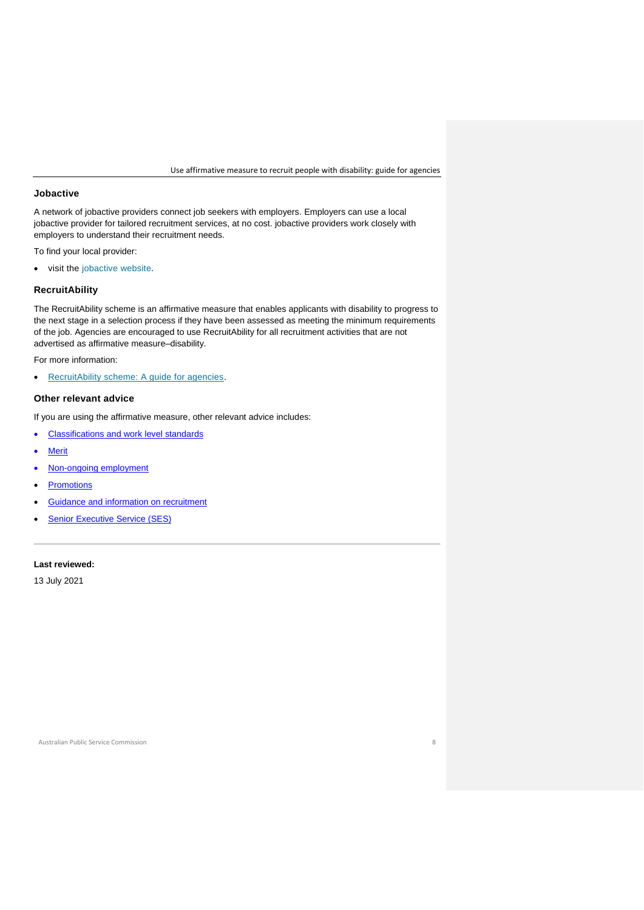### Jobactive

A network of jobactive providers connect job seekers with employers. Employers can use a local jobactive provider for tailored recruitment services, at no cost. jobactive providers work closely with employers to understand their recruitment needs.

To find your local provider:

- visit the jobactive website.

### RecruitAbility

The RecruitAbility scheme is an affirmative measure that enables applicants with disability to progress to the next stage in a selection process if they have been assessed as meeting the minimum requirements of the job. Agencies are encouraged to use RecruitAbility for all recruitment activities that are not advertised as affirmative measure–disability.

For more information:

- RecruitAbility scheme: A guide for agencies.

### Other relevant advice

If you are using the affirmative measure, other relevant advice includes:

- Classifications and work level standards
- Merit
- Non-ongoing employment
- Promotions
- Guidance and information on recruitment
- Senior Executive Service (SES)

---

**Last reviewed:**

13 July 2021